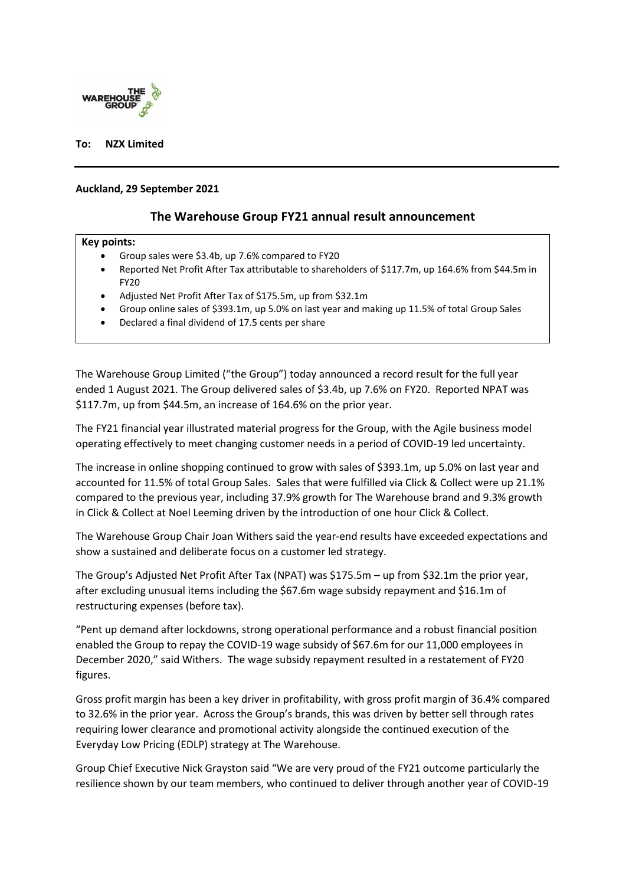**To: NZX Limited**

**Auckland, 29 September 2021**

## The Warehouse Group FY21 annual result announcement

**Key points:**

- Group sales were $3.4b, up 7.6% compared to FY20
- Reported Net Profit After Tax attributable to shareholders of $117.7m, up 164.6% from $44.5m in FY20
- Adjusted Net Profit After Tax of $175.5m, up from $32.1m
- Group online sales of $393.1m, up 5.0% on last year and making up 11.5% of total Group Sales
- Declared a final dividend of 17.5 cents per share

The Warehouse Group Limited ("the Group") today announced a record result for the full year ended 1 August 2021. The Group delivered sales of $3.4b, up 7.6% on FY20. Reported NPAT was $117.7m, up from $44.5m, an increase of 164.6% on the prior year.

The FY21 financial year illustrated material progress for the Group, with the Agile business model operating effectively to meet changing customer needs in a period of COVID-19 led uncertainty.

The increase in online shopping continued to grow with sales of $393.1m, up 5.0% on last year and accounted for 11.5% of total Group Sales. Sales that were fulfilled via Click & Collect were up 21.1% compared to the previous year, including 37.9% growth for The Warehouse brand and 9.3% growth in Click & Collect at Noel Leeming driven by the introduction of one hour Click & Collect.

The Warehouse Group Chair Joan Withers said the year-end results have exceeded expectations and show a sustained and deliberate focus on a customer led strategy.

The Group's Adjusted Net Profit After Tax (NPAT) was $175.5m – up from $32.1m the prior year, after excluding unusual items including the $67.6m wage subsidy repayment and $16.1m of restructuring expenses (before tax).

"Pent up demand after lockdowns, strong operational performance and a robust financial position enabled the Group to repay the COVID-19 wage subsidy of $67.6m for our 11,000 employees in December 2020," said Withers. The wage subsidy repayment resulted in a restatement of FY20 figures.

Gross profit margin has been a key driver in profitability, with gross profit margin of 36.4% compared to 32.6% in the prior year. Across the Group's brands, this was driven by better sell through rates requiring lower clearance and promotional activity alongside the continued execution of the Everyday Low Pricing (EDLP) strategy at The Warehouse.

Group Chief Executive Nick Grayston said "We are very proud of the FY21 outcome particularly the resilience shown by our team members, who continued to deliver through another year of COVID-19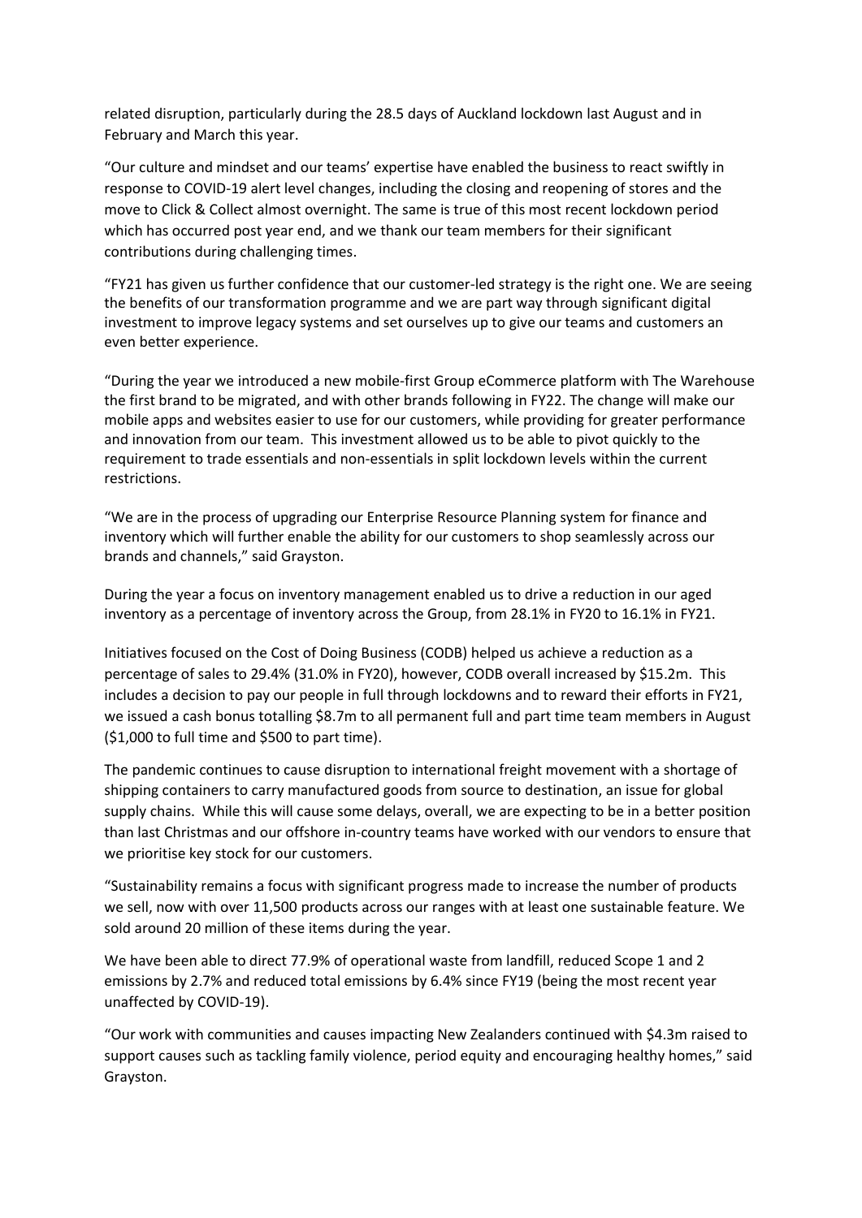related disruption, particularly during the 28.5 days of Auckland lockdown last August and in February and March this year.

"Our culture and mindset and our teams' expertise have enabled the business to react swiftly in response to COVID-19 alert level changes, including the closing and reopening of stores and the move to Click & Collect almost overnight. The same is true of this most recent lockdown period which has occurred post year end, and we thank our team members for their significant contributions during challenging times.

"FY21 has given us further confidence that our customer-led strategy is the right one. We are seeing the benefits of our transformation programme and we are part way through significant digital investment to improve legacy systems and set ourselves up to give our teams and customers an even better experience.

"During the year we introduced a new mobile-first Group eCommerce platform with The Warehouse the first brand to be migrated, and with other brands following in FY22. The change will make our mobile apps and websites easier to use for our customers, while providing for greater performance and innovation from our team. This investment allowed us to be able to pivot quickly to the requirement to trade essentials and non-essentials in split lockdown levels within the current restrictions.

"We are in the process of upgrading our Enterprise Resource Planning system for finance and inventory which will further enable the ability for our customers to shop seamlessly across our brands and channels," said Grayston.

During the year a focus on inventory management enabled us to drive a reduction in our aged inventory as a percentage of inventory across the Group, from 28.1% in FY20 to 16.1% in FY21.

Initiatives focused on the Cost of Doing Business (CODB) helped us achieve a reduction as a percentage of sales to 29.4% (31.0% in FY20), however, CODB overall increased by $15.2m. This includes a decision to pay our people in full through lockdowns and to reward their efforts in FY21, we issued a cash bonus totalling $8.7m to all permanent full and part time team members in August ($1,000 to full time and $500 to part time).

The pandemic continues to cause disruption to international freight movement with a shortage of shipping containers to carry manufactured goods from source to destination, an issue for global supply chains. While this will cause some delays, overall, we are expecting to be in a better position than last Christmas and our offshore in-country teams have worked with our vendors to ensure that we prioritise key stock for our customers.

"Sustainability remains a focus with significant progress made to increase the number of products we sell, now with over 11,500 products across our ranges with at least one sustainable feature. We sold around 20 million of these items during the year.

We have been able to direct 77.9% of operational waste from landfill, reduced Scope 1 and 2 emissions by 2.7% and reduced total emissions by 6.4% since FY19 (being the most recent year unaffected by COVID-19).

"Our work with communities and causes impacting New Zealanders continued with $4.3m raised to support causes such as tackling family violence, period equity and encouraging healthy homes," said Grayston.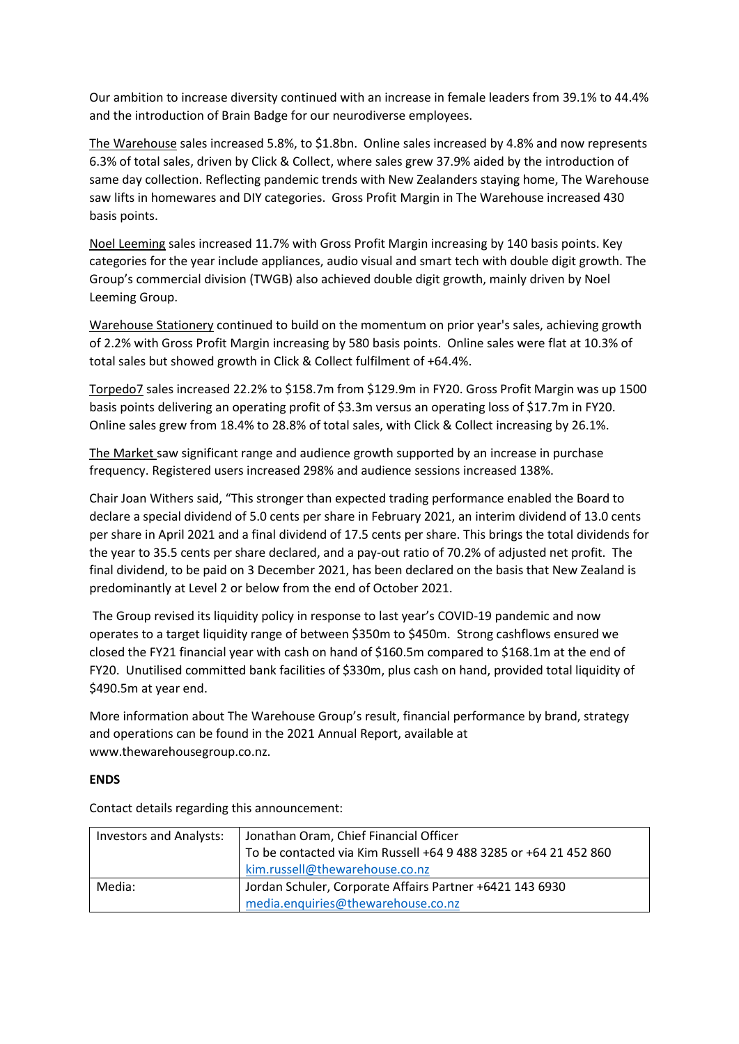Our ambition to increase diversity continued with an increase in female leaders from 39.1% to 44.4% and the introduction of Brain Badge for our neurodiverse employees.

The Warehouse sales increased 5.8%, to $1.8bn. Online sales increased by 4.8% and now represents 6.3% of total sales, driven by Click & Collect, where sales grew 37.9% aided by the introduction of same day collection. Reflecting pandemic trends with New Zealanders staying home, The Warehouse saw lifts in homewares and DIY categories. Gross Profit Margin in The Warehouse increased 430 basis points.

Noel Leeming sales increased 11.7% with Gross Profit Margin increasing by 140 basis points. Key categories for the year include appliances, audio visual and smart tech with double digit growth. The Group's commercial division (TWGB) also achieved double digit growth, mainly driven by Noel Leeming Group.

Warehouse Stationery continued to build on the momentum on prior year's sales, achieving growth of 2.2% with Gross Profit Margin increasing by 580 basis points. Online sales were flat at 10.3% of total sales but showed growth in Click & Collect fulfilment of +64.4%.

Torpedo7 sales increased 22.2% to $158.7m from $129.9m in FY20. Gross Profit Margin was up 1500 basis points delivering an operating profit of $3.3m versus an operating loss of $17.7m in FY20. Online sales grew from 18.4% to 28.8% of total sales, with Click & Collect increasing by 26.1%.

The Market saw significant range and audience growth supported by an increase in purchase frequency. Registered users increased 298% and audience sessions increased 138%.

Chair Joan Withers said, "This stronger than expected trading performance enabled the Board to declare a special dividend of 5.0 cents per share in February 2021, an interim dividend of 13.0 cents per share in April 2021 and a final dividend of 17.5 cents per share. This brings the total dividends for the year to 35.5 cents per share declared, and a pay-out ratio of 70.2% of adjusted net profit. The final dividend, to be paid on 3 December 2021, has been declared on the basis that New Zealand is predominantly at Level 2 or below from the end of October 2021.

The Group revised its liquidity policy in response to last year's COVID-19 pandemic and now operates to a target liquidity range of between $350m to $450m. Strong cashflows ensured we closed the FY21 financial year with cash on hand of $160.5m compared to $168.1m at the end of FY20. Unutilised committed bank facilities of $330m, plus cash on hand, provided total liquidity of $490.5m at year end.

More information about The Warehouse Group's result, financial performance by brand, strategy and operations can be found in the 2021 Annual Report, available at www.thewarehousegroup.co.nz.

**ENDS**

Contact details regarding this announcement:

| | |
|---|---|
| Investors and Analysts: | Jonathan Oram, Chief Financial Officer<br>To be contacted via Kim Russell +64 9 488 3285 or +64 21 452 860<br>kim.russell@thewarehouse.co.nz |
| Media: | Jordan Schuler, Corporate Affairs Partner +6421 143 6930<br>media.enquiries@thewarehouse.co.nz |